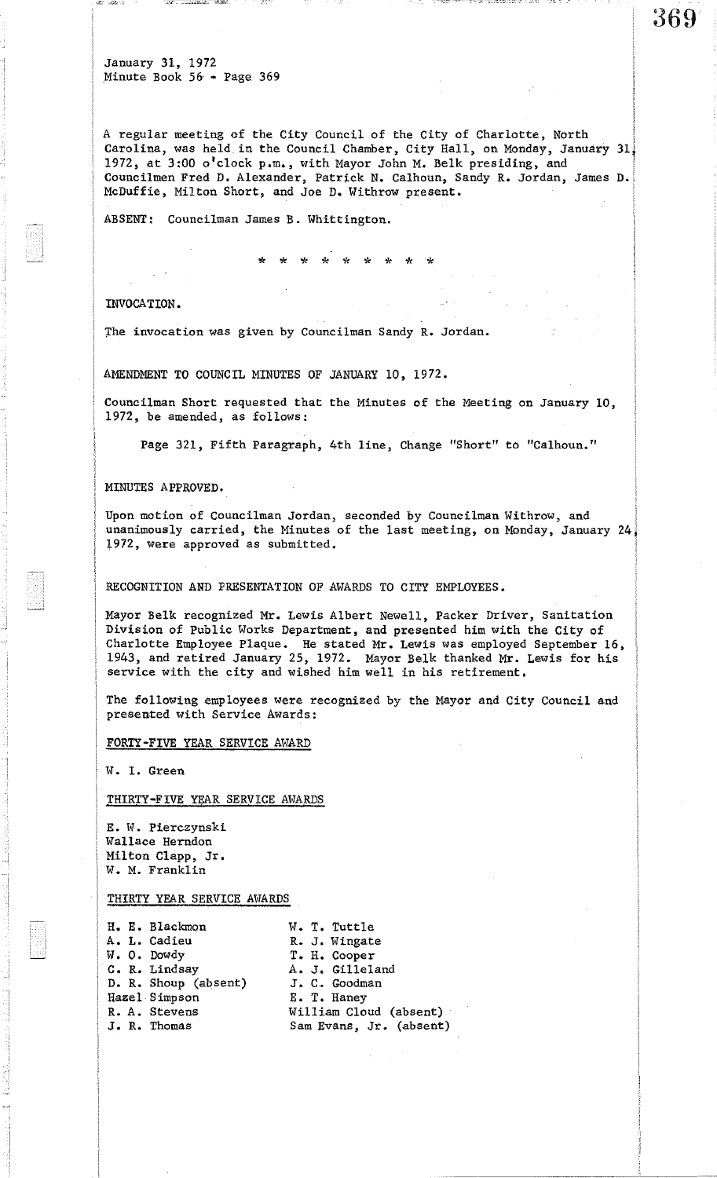January 31, 1972
Minute Book 56 - Page 369

A regular meeting of the City Council of the City of Charlotte, North Carolina, was held in the Council Chamber, City Hall, on Monday, January 31, 1972, at 3:00 o'clock p.m., with Mayor John M. Belk presiding, and Councilmen Fred D. Alexander, Patrick N. Calhoun, Sandy R. Jordan, James D. McDuffie, Milton Short, and Joe D. Withrow present.

ABSENT: Councilman James B. Whittington.

* * * * * * * * * *

INVOCATION.

The invocation was given by Councilman Sandy R. Jordan.

AMENDMENT TO COUNCIL MINUTES OF JANUARY 10, 1972.

Councilman Short requested that the Minutes of the Meeting on January 10, 1972, be amended, as follows:

Page 321, Fifth Paragraph, 4th line, Change "Short" to "Calhoun."

MINUTES APPROVED.

Upon motion of Councilman Jordan, seconded by Councilman Withrow, and unanimously carried, the Minutes of the last meeting, on Monday, January 24, 1972, were approved as submitted.

RECOGNITION AND PRESENTATION OF AWARDS TO CITY EMPLOYEES.

Mayor Belk recognized Mr. Lewis Albert Newell, Packer Driver, Sanitation Division of Public Works Department, and presented him with the City of Charlotte Employee Plaque. He stated Mr. Lewis was employed September 16, 1943, and retired January 25, 1972. Mayor Belk thanked Mr. Lewis for his service with the city and wished him well in his retirement.

The following employees were recognized by the Mayor and City Council and presented with Service Awards:

FORTY-FIVE YEAR SERVICE AWARD

W. I. Green

THIRTY-FIVE YEAR SERVICE AWARDS

E. W. Pierczynski
Wallace Herndon
Milton Clapp, Jr.
W. M. Franklin

THIRTY YEAR SERVICE AWARDS

H. E. Blackmon
A. L. Cadieu
W. O. Dowdy
C. R. Lindsay
D. R. Shoup (absent)
Hazel Simpson
R. A. Stevens
J. R. Thomas
W. T. Tuttle
R. J. Wingate
T. H. Cooper
A. J. Gilleland
J. C. Goodman
E. T. Haney
William Cloud (absent)
Sam Evans, Jr. (absent)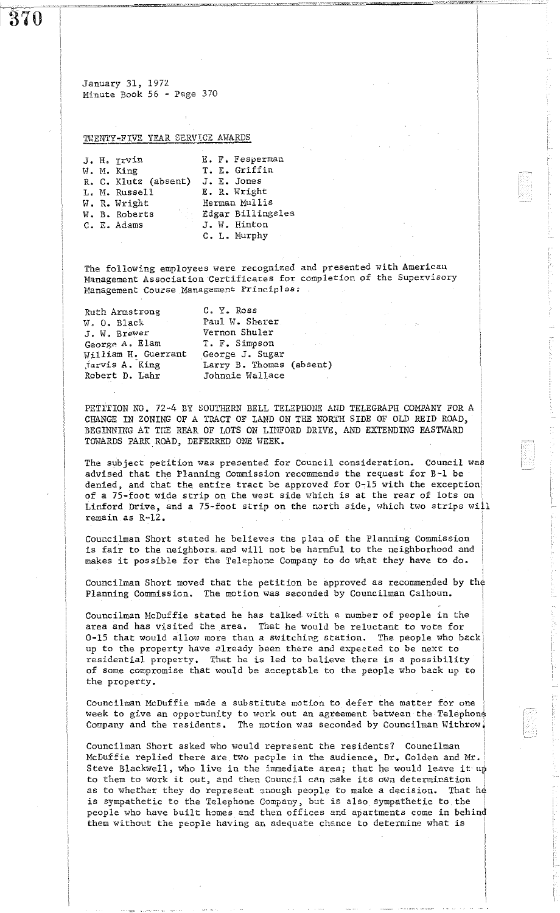January 31, 1972
Minute Book 56 - Page 370

TWENTY-FIVE YEAR SERVICE AWARDS

| | |
|---|---|
| J. H. Irvin | E. F. Fesperman |
| W. M. King | T. E. Griffin |
| R. C. Klutz (absent) | J. E. Jones |
| L. M. Russell | E. R. Wright |
| W. R. Wright | Herman Mullis |
| W. B. Roberts | Edgar Billingslea |
| C. E. Adams | J. W. Hinton |
| | C. L. Murphy |

The following employees were recognized and presented with American Management Association Certificates for completion of the Supervisory Management Course Management Principles:

| | |
|---|---|
| Ruth Armstrong | C. Y. Ross |
| W. O. Black | Paul W. Sherer |
| J. W. Brewer | Vernon Shuler |
| George A. Elam | T. F. Simpson |
| William H. Guerrant | George J. Sugar |
| Jarvis A. King | Larry B. Thomas (absent) |
| Robert D. Lahr | Johnnie Wallace |

PETITION NO. 72-4 BY SOUTHERN BELL TELEPHONE AND TELEGRAPH COMPANY FOR A CHANGE IN ZONING OF A TRACT OF LAND ON THE NORTH SIDE OF OLD REID ROAD, BEGINNING AT THE REAR OF LOTS ON LINFORD DRIVE, AND EXTENDING EASTWARD TOWARDS PARK ROAD, DEFERRED ONE WEEK.

The subject petition was presented for Council consideration. Council was advised that the Planning Commission recommends the request for B-1 be denied, and that the entire tract be approved for O-15 with the exception of a 75-foot wide strip on the west side which is at the rear of lots on Linford Drive, and a 75-foot strip on the north side, which two strips will remain as R-12.

Councilman Short stated he believes the plan of the Planning Commission is fair to the neighbors and will not be harmful to the neighborhood and makes it possible for the Telephone Company to do what they have to do.

Councilman Short moved that the petition be approved as recommended by the Planning Commission. The motion was seconded by Councilman Calhoun.

Councilman McDuffie stated he has talked with a number of people in the area and has visited the area. That he would be reluctant to vote for O-15 that would allow more than a switching station. The people who back up to the property have already been there and expected to be next to residential property. That he is led to believe there is a possibility of some compromise that would be acceptable to the people who back up to the property.

Councilman McDuffie made a substitute motion to defer the matter for one week to give an opportunity to work out an agreement between the Telephone Company and the residents. The motion was seconded by Councilman Withrow.

Councilman Short asked who would represent the residents? Councilman McDuffie replied there are two people in the audience, Dr. Golden and Mr. Steve Blackwell, who live in the immediate area; that he would leave it up to them to work it out, and then Council can make its own determination as to whether they do represent enough people to make a decision. That he is sympathetic to the Telephone Company, but is also sympathetic to the people who have built homes and then offices and apartments come in behind them without the people having an adequate chance to determine what is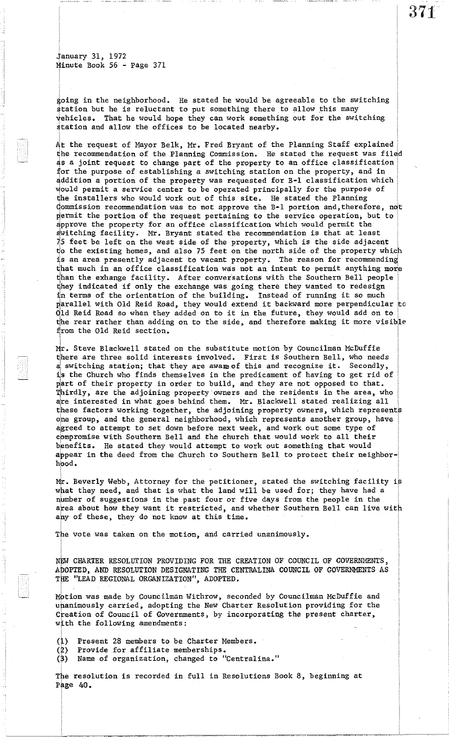January 31, 1972
Minute Book 56 - Page 371

going in the neighborhood. He stated he would be agreeable to the switching station but he is reluctant to put something there to allow this many vehicles. That he would hope they can work something out for the switching station and allow the offices to be located nearby.

At the request of Mayor Belk, Mr. Fred Bryant of the Planning Staff explained the recommendation of the Planning Commission. He stated the request was filed as a joint request to change part of the property to an office classification for the purpose of establishing a switching station on the property, and in addition a portion of the property was requested for B-1 classification which would permit a service center to be operated principally for the purpose of the installers who would work out of this site. He stated the Planning Commission recommendation was to not approve the B-1 portion and,therefore, not permit the portion of the request pertaining to the service operation, but to approve the property for an office classification which would permit the switching facility. Mr. Bryant stated the recommendation is that at least 75 feet be left on the west side of the property, which is the side adjacent to the existing homes, and also 75 feet on the north side of the property which is an area presently adjacent to vacant property. The reason for recommending that much in an office classification was not an intent to permit anything more than the exhange facility. After conversations with the Southern Bell people they indicated if only the exchange was going there they wanted to redesign in terms of the orientation of the building. Instead of running it so much parallel with Old Reid Road, they would extend it backward more perpendicular to Old Reid Road so when they added on to it in the future, they would add on to the rear rather than adding on to the side, and therefore making it more visible from the Old Reid section.

Mr. Steve Blackwell stated on the substitute motion by Councilman McDuffie there are three solid interests involved. First is Southern Bell, who needs a switching station; that they are aware of this and recognize it. Secondly, is the Church who finds themselves in the predicament of having to get rid of part of their property in order to build, and they are not opposed to that. Thirdly, are the adjoining property owners and the residents in the area, who are interested in what goes behind them. Mr. Blackwell stated realizing all these factors working together, the adjoining property owners, which represents one group, and the general neighborhood, which represents another group, have agreed to attempt to set down before next week, and work out some type of compromise with Southern Bell and the church that would work to all their benefits. He stated they would attempt to work out something that would appear in the deed from the Church to Southern Bell to protect their neighborhood.

Mr. Beverly Webb, Attorney for the petitioner, stated the switching facility is what they need, and that is what the land will be used for; they have had a number of suggestions in the past four or five days from the people in the area about how they want it restricted, and whether Southern Bell can live with any of these, they do not know at this time.

The vote was taken on the motion, and carried unanimously.

NEW CHARTER RESOLUTION PROVIDING FOR THE CREATION OF COUNCIL OF GOVERNMENTS, ADOPTED, AND RESOLUTION DESIGNATING THE CENTRALINA COUNCIL OF GOVERNMENTS AS THE "LEAD REGIONAL ORGANIZATION", ADOPTED.

Motion was made by Councilman Withrow, seconded by Councilman McDuffie and unanimously carried, adopting the New Charter Resolution providing for the Creation of Council of Governments, by incorporating the present charter, with the following amendments:

(1) Present 28 members to be Charter Members.
(2) Provide for affiliate memberships.
(3) Name of organization, changed to "Centralina."

The resolution is recorded in full in Resolutions Book 8, beginning at Page 40.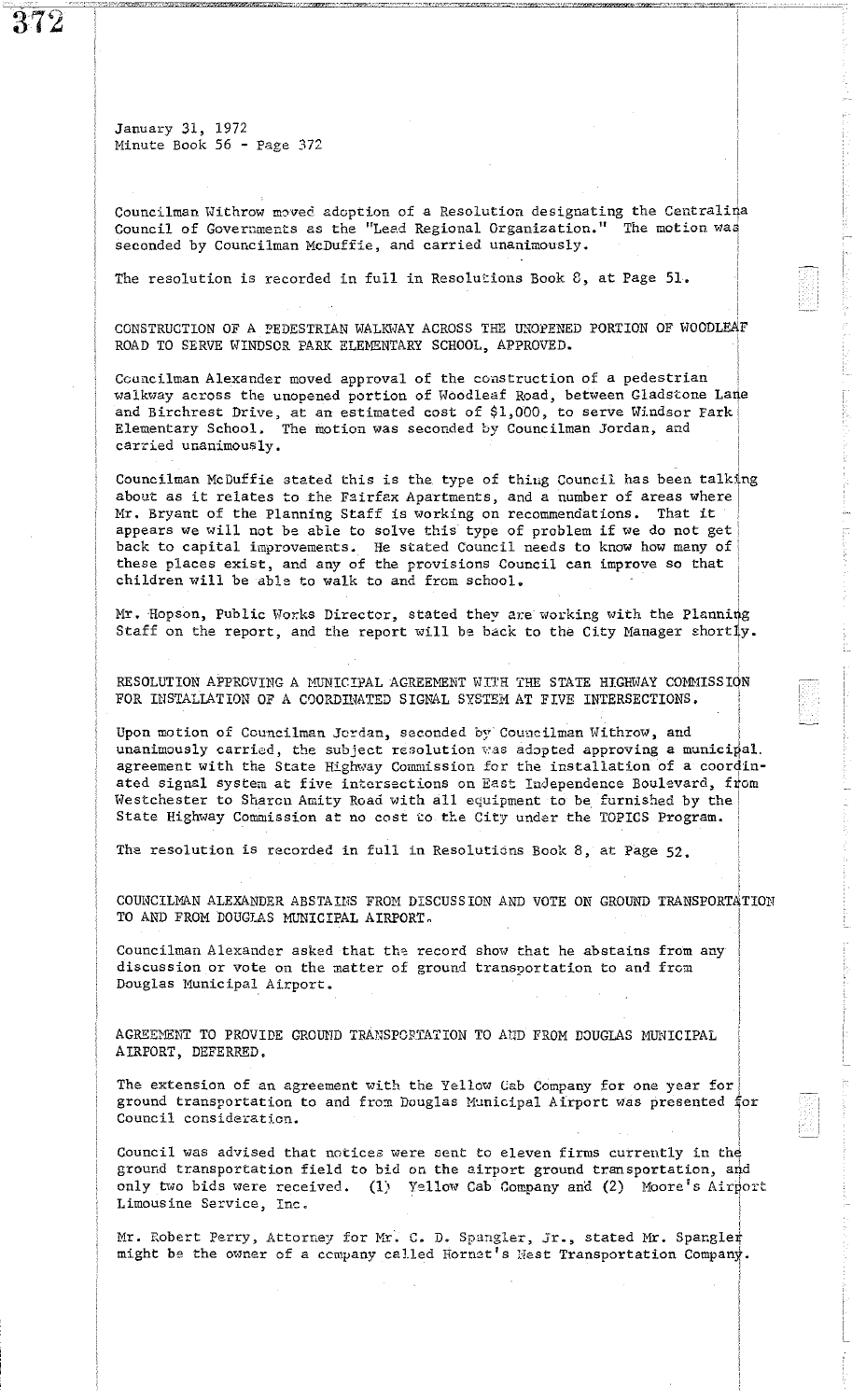January 31, 1972
Minute Book 56 - Page 372

Councilman Withrow moved adoption of a Resolution designating the Centralina Council of Governments as the "Lead Regional Organization." The motion was seconded by Councilman McDuffie, and carried unanimously.

The resolution is recorded in full in Resolutions Book 8, at Page 51.

## CONSTRUCTION OF A PEDESTRIAN WALKWAY ACROSS THE UNOPENED PORTION OF WOODLEAF ROAD TO SERVE WINDSOR PARK ELEMENTARY SCHOOL, APPROVED.

Councilman Alexander moved approval of the construction of a pedestrian walkway across the unopened portion of Woodleaf Road, between Gladstone Lane and Birchrest Drive, at an estimated cost of $1,000, to serve Windsor Park Elementary School. The motion was seconded by Councilman Jordan, and carried unanimously.

Councilman McDuffie stated this is the type of thing Council has been talking about as it relates to the Fairfax Apartments, and a number of areas where Mr. Bryant of the Planning Staff is working on recommendations. That it appears we will not be able to solve this type of problem if we do not get back to capital improvements. He stated Council needs to know how many of these places exist, and any of the provisions Council can improve so that children will be able to walk to and from school.

Mr. Hopson, Public Works Director, stated they are working with the Planning Staff on the report, and the report will be back to the City Manager shortly.

## RESOLUTION APPROVING A MUNICIPAL AGREEMENT WITH THE STATE HIGHWAY COMMISSION FOR INSTALLATION OF A COORDINATED SIGNAL SYSTEM AT FIVE INTERSECTIONS.

Upon motion of Councilman Jordan, seconded by Councilman Withrow, and unanimously carried, the subject resolution was adopted approving a municipal agreement with the State Highway Commission for the installation of a coordinated signal system at five intersections on East Independence Boulevard, from Westchester to Sharon Amity Road with all equipment to be furnished by the State Highway Commission at no cost to the City under the TOPICS Program.

The resolution is recorded in full in Resolutions Book 8, at Page 52.

## COUNCILMAN ALEXANDER ABSTAINS FROM DISCUSSION AND VOTE ON GROUND TRANSPORTATION TO AND FROM DOUGLAS MUNICIPAL AIRPORT.

Councilman Alexander asked that the record show that he abstains from any discussion or vote on the matter of ground transportation to and from Douglas Municipal Airport.

## AGREEMENT TO PROVIDE GROUND TRANSPORTATION TO AND FROM DOUGLAS MUNICIPAL AIRPORT, DEFERRED.

The extension of an agreement with the Yellow Cab Company for one year for ground transportation to and from Douglas Municipal Airport was presented for Council consideration.

Council was advised that notices were sent to eleven firms currently in the ground transportation field to bid on the airport ground transportation, and only two bids were received. (1) Yellow Cab Company and (2) Moore's Airport Limousine Service, Inc.

Mr. Robert Perry, Attorney for Mr. C. D. Spangler, Jr., stated Mr. Spangler might be the owner of a company called Hornet's Nest Transportation Company.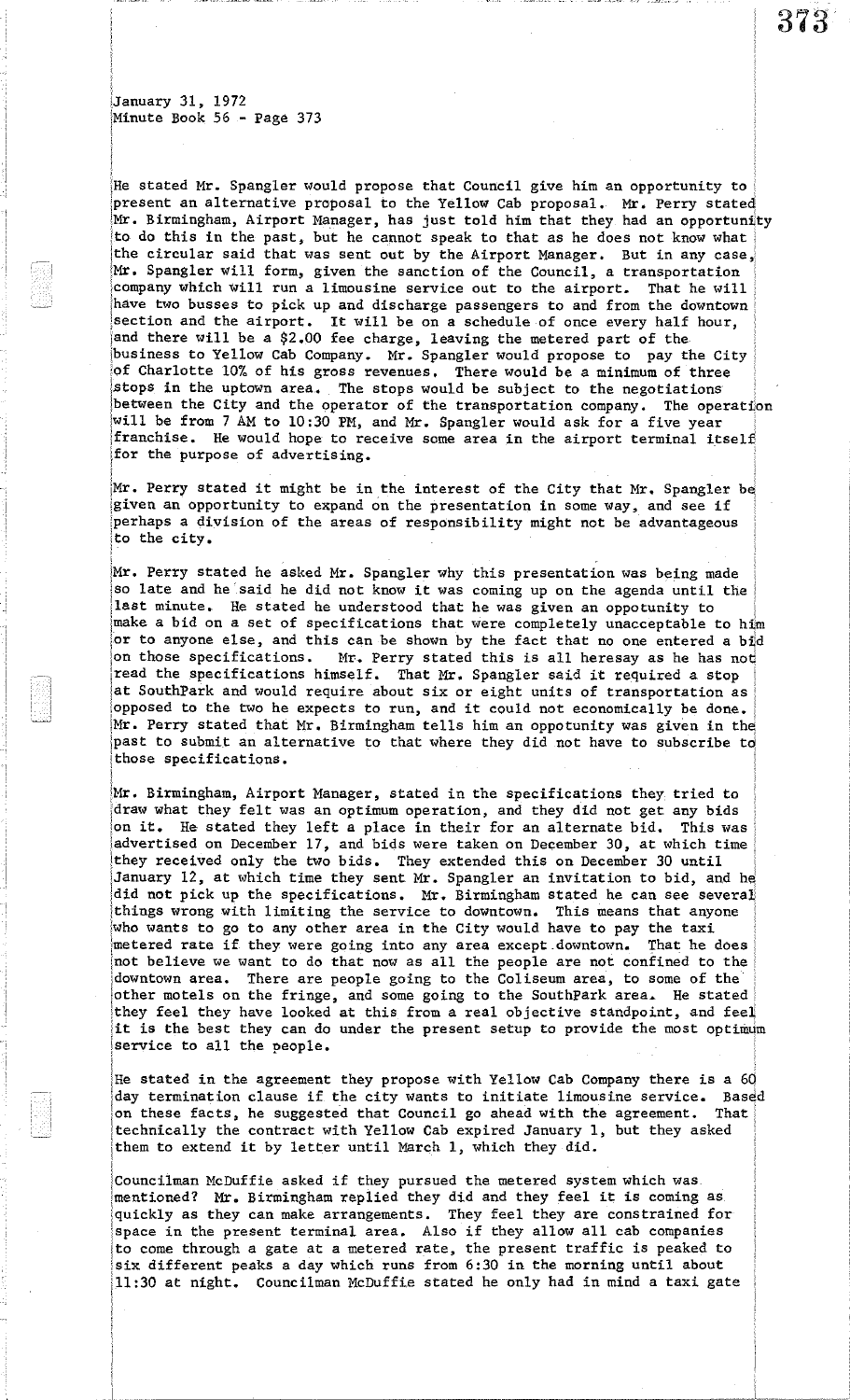January 31, 1972
Minute Book 56 - Page 373

He stated Mr. Spangler would propose that Council give him an opportunity to present an alternative proposal to the Yellow Cab proposal. Mr. Perry stated Mr. Birmingham, Airport Manager, has just told him that they had an opportunity to do this in the past, but he cannot speak to that as he does not know what the circular said that was sent out by the Airport Manager. But in any case, Mr. Spangler will form, given the sanction of the Council, a transportation company which will run a limousine service out to the airport. That he will have two busses to pick up and discharge passengers to and from the downtown section and the airport. It will be on a schedule of once every half hour, and there will be a $2.00 fee charge, leaving the metered part of the business to Yellow Cab Company. Mr. Spangler would propose to pay the City of Charlotte 10% of his gross revenues. There would be a minimum of three stops in the uptown area. The stops would be subject to the negotiations between the City and the operator of the transportation company. The operation will be from 7 AM to 10:30 PM, and Mr. Spangler would ask for a five year franchise. He would hope to receive some area in the airport terminal itself for the purpose of advertising.

Mr. Perry stated it might be in the interest of the City that Mr. Spangler be given an opportunity to expand on the presentation in some way, and see if perhaps a division of the areas of responsibility might not be advantageous to the city.

Mr. Perry stated he asked Mr. Spangler why this presentation was being made so late and he said he did not know it was coming up on the agenda until the last minute. He stated he understood that he was given an oppotunity to make a bid on a set of specifications that were completely unacceptable to him or to anyone else, and this can be shown by the fact that no one entered a bid on those specifications. Mr. Perry stated this is all heresay as he has not read the specifications himself. That Mr. Spangler said it required a stop at SouthPark and would require about six or eight units of transportation as opposed to the two he expects to run, and it could not economically be done. Mr. Perry stated that Mr. Birmingham tells him an oppotunity was given in the past to submit an alternative to that where they did not have to subscribe to those specifications.

Mr. Birmingham, Airport Manager, stated in the specifications they tried to draw what they felt was an optimum operation, and they did not get any bids on it. He stated they left a place in their for an alternate bid. This was advertised on December 17, and bids were taken on December 30, at which time they received only the two bids. They extended this on December 30 until January 12, at which time they sent Mr. Spangler an invitation to bid, and he did not pick up the specifications. Mr. Birmingham stated he can see several things wrong with limiting the service to downtown. This means that anyone who wants to go to any other area in the City would have to pay the taxi metered rate if they were going into any area except downtown. That he does not believe we want to do that now as all the people are not confined to the downtown area. There are people going to the Coliseum area, to some of the other motels on the fringe, and some going to the SouthPark area. He stated they feel they have looked at this from a real objective standpoint, and feel it is the best they can do under the present setup to provide the most optimum service to all the people.

He stated in the agreement they propose with Yellow Cab Company there is a 60 day termination clause if the city wants to initiate limousine service. Based on these facts, he suggested that Council go ahead with the agreement. That technically the contract with Yellow Cab expired January 1, but they asked them to extend it by letter until March 1, which they did.

Councilman McDuffie asked if they pursued the metered system which was mentioned? Mr. Birmingham replied they did and they feel it is coming as quickly as they can make arrangements. They feel they are constrained for space in the present terminal area. Also if they allow all cab companies to come through a gate at a metered rate, the present traffic is peaked to six different peaks a day which runs from 6:30 in the morning until about 11:30 at night. Councilman McDuffie stated he only had in mind a taxi gate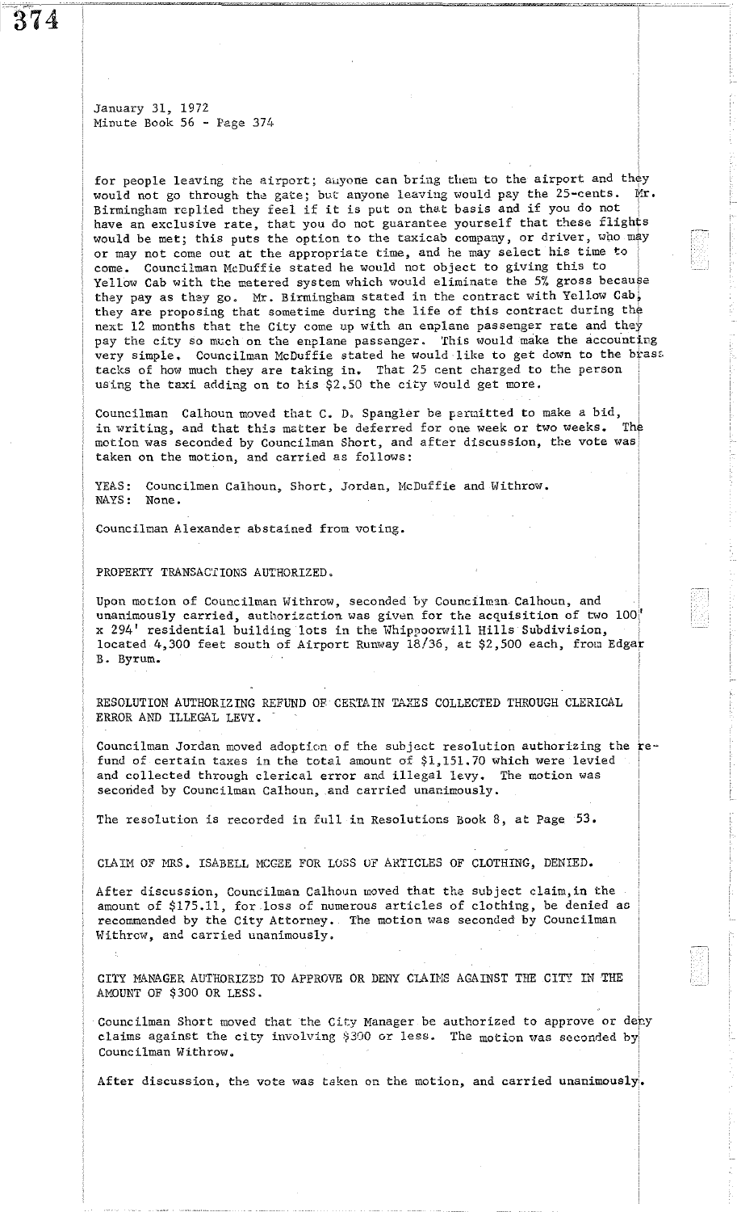January 31, 1972
Minute Book 56 - Page 374

for people leaving the airport; anyone can bring them to the airport and they would not go through the gate; but anyone leaving would pay the 25-cents. Mr. Birmingham replied they feel if it is put on that basis and if you do not have an exclusive rate, that you do not guarantee yourself that these flights would be met; this puts the option to the taxicab company, or driver, who may or may not come out at the appropriate time, and he may select his time to come. Councilman McDuffie stated he would not object to giving this to Yellow Cab with the metered system which would eliminate the 5% gross because they pay as they go. Mr. Birmingham stated in the contract with Yellow Cab, they are proposing that sometime during the life of this contract during the next 12 months that the City come up with an enplane passenger rate and they pay the city so much on the enplane passenger. This would make the accounting very simple. Councilman McDuffie stated he would like to get down to the brass tacks of how much they are taking in. That 25 cent charged to the person using the taxi adding on to his $2.50 the city would get more.

Councilman Calhoun moved that C. D. Spangler be permitted to make a bid, in writing, and that this matter be deferred for one week or two weeks. The motion was seconded by Councilman Short, and after discussion, the vote was taken on the motion, and carried as follows:

YEAS: Councilmen Calhoun, Short, Jordan, McDuffie and Withrow.
NAYS: None.

Councilman Alexander abstained from voting.

PROPERTY TRANSACTIONS AUTHORIZED.

Upon motion of Councilman Withrow, seconded by Councilman Calhoun, and unanimously carried, authorization was given for the acquisition of two 100' x 294' residential building lots in the Whippoorwill Hills Subdivision, located 4,300 feet south of Airport Runway 18/36, at $2,500 each, from Edgar B. Byrum.

RESOLUTION AUTHORIZING REFUND OF CERTAIN TAXES COLLECTED THROUGH CLERICAL ERROR AND ILLEGAL LEVY.

Councilman Jordan moved adoption of the subject resolution authorizing the refund of certain taxes in the total amount of $1,151.70 which were levied and collected through clerical error and illegal levy. The motion was seconded by Councilman Calhoun, and carried unanimously.

The resolution is recorded in full in Resolutions Book 8, at Page 53.

CLAIM OF MRS. ISABELL MCGEE FOR LOSS OF ARTICLES OF CLOTHING, DENIED.

After discussion, Councilman Calhoun moved that the subject claim, in the amount of $175.11, for loss of numerous articles of clothing, be denied as recommended by the City Attorney. The motion was seconded by Councilman Withrow, and carried unanimously.

CITY MANAGER AUTHORIZED TO APPROVE OR DENY CLAIMS AGAINST THE CITY IN THE AMOUNT OF $300 OR LESS.

Councilman Short moved that the City Manager be authorized to approve or deny claims against the city involving $300 or less. The motion was seconded by Councilman Withrow.

After discussion, the vote was taken on the motion, and carried unanimously.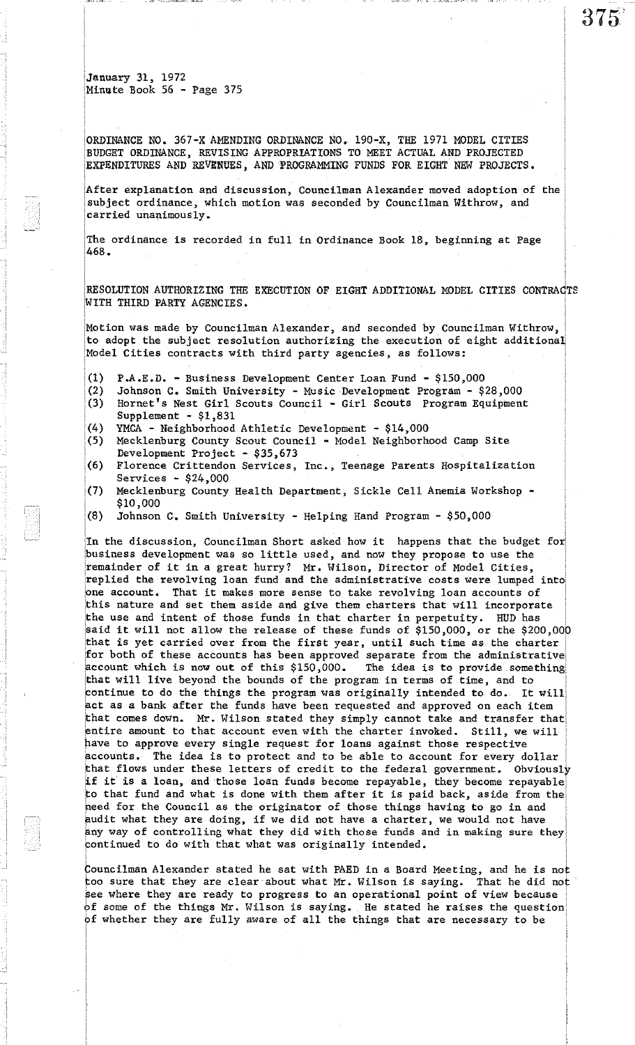January 31, 1972
Minute Book 56 - Page 375

ORDINANCE NO. 367-X AMENDING ORDINANCE NO. 190-X, THE 1971 MODEL CITIES BUDGET ORDINANCE, REVISING APPROPRIATIONS TO MEET ACTUAL AND PROJECTED EXPENDITURES AND REVENUES, AND PROGRAMMING FUNDS FOR EIGHT NEW PROJECTS.

After explanation and discussion, Councilman Alexander moved adoption of the subject ordinance, which motion was seconded by Councilman Withrow, and carried unanimously.

The ordinance is recorded in full in Ordinance Book 18, beginning at Page 468.

RESOLUTION AUTHORIZING THE EXECUTION OF EIGHT ADDITIONAL MODEL CITIES CONTRACTS WITH THIRD PARTY AGENCIES.

Motion was made by Councilman Alexander, and seconded by Councilman Withrow, to adopt the subject resolution authorizing the execution of eight additional Model Cities contracts with third party agencies, as follows:

(1) P.A.E.D. - Business Development Center Loan Fund - $150,000
(2) Johnson C. Smith University - Music Development Program - $28,000
(3) Hornet's Nest Girl Scouts Council - Girl Scouts Program Equipment Supplement - $1,831
(4) YMCA - Neighborhood Athletic Development - $14,000
(5) Mecklenburg County Scout Council - Model Neighborhood Camp Site Development Project - $35,673
(6) Florence Crittendon Services, Inc., Teenage Parents Hospitalization Services - $24,000
(7) Mecklenburg County Health Department, Sickle Cell Anemia Workshop - $10,000
(8) Johnson C. Smith University - Helping Hand Program - $50,000

In the discussion, Councilman Short asked how it happens that the budget for business development was so little used, and now they propose to use the remainder of it in a great hurry? Mr. Wilson, Director of Model Cities, replied the revolving loan fund and the administrative costs were lumped into one account. That it makes more sense to take revolving loan accounts of this nature and set them aside and give them charters that will incorporate the use and intent of those funds in that charter in perpetuity. HUD has said it will not allow the release of these funds of $150,000, or the $200,000 that is yet carried over from the first year, until such time as the charter for both of these accounts has been approved separate from the administrative account which is now out of this $150,000. The idea is to provide something that will live beyond the bounds of the program in terms of time, and to continue to do the things the program was originally intended to do. It will act as a bank after the funds have been requested and approved on each item that comes down. Mr. Wilson stated they simply cannot take and transfer that entire amount to that account even with the charter invoked. Still, we will have to approve every single request for loans against those respective accounts. The idea is to protect and to be able to account for every dollar that flows under these letters of credit to the federal government. Obviously if it is a loan, and those loan funds become repayable, they become repayable to that fund and what is done with them after it is paid back, aside from the need for the Council as the originator of those things having to go in and audit what they are doing, if we did not have a charter, we would not have any way of controlling what they did with those funds and in making sure they continued to do with that what was originally intended.

Councilman Alexander stated he sat with PAED in a Board Meeting, and he is not too sure that they are clear about what Mr. Wilson is saying. That he did not see where they are ready to progress to an operational point of view because of some of the things Mr. Wilson is saying. He stated he raises the question of whether they are fully aware of all the things that are necessary to be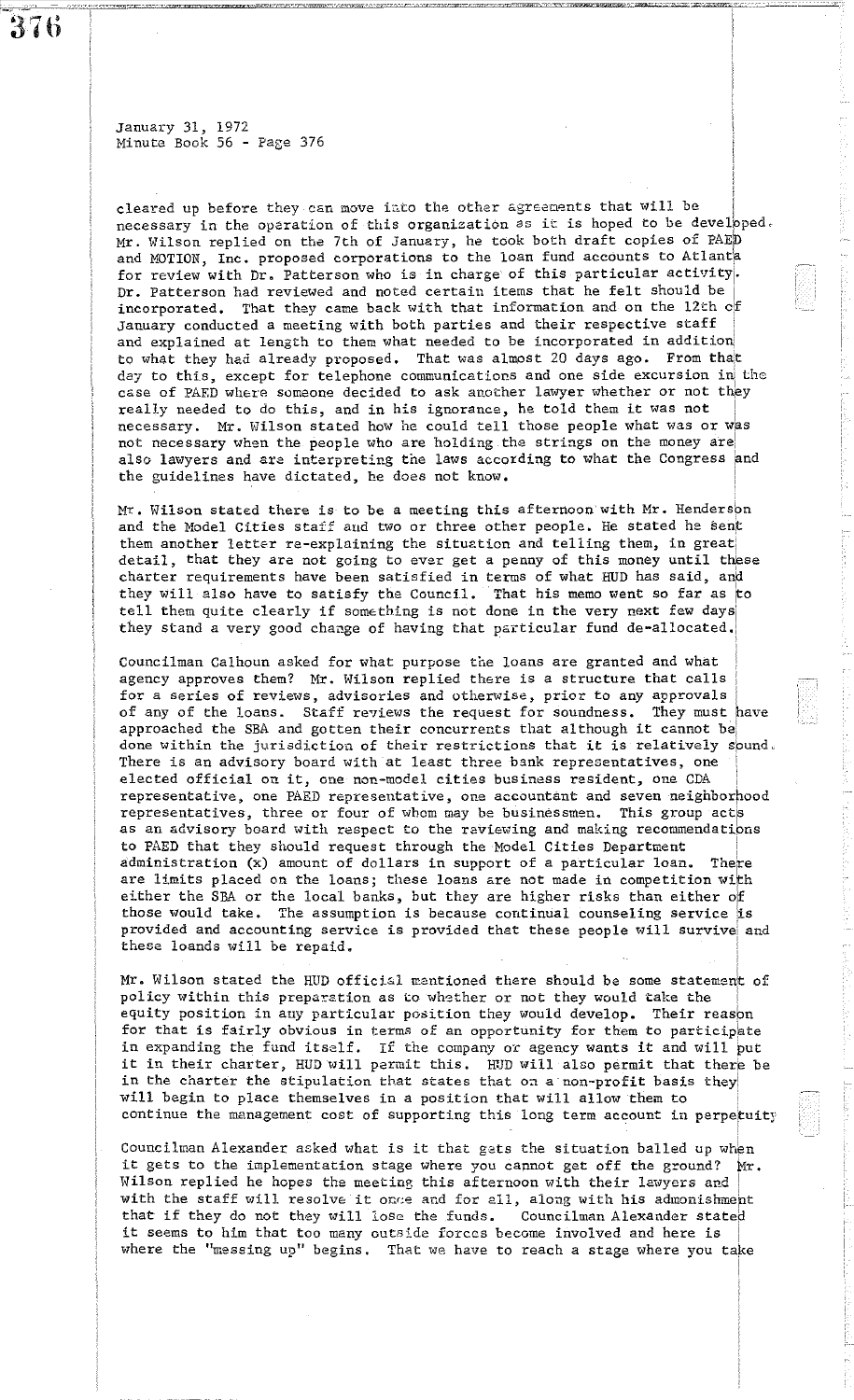cleared up before they can move into the other agreements that will be necessary in the operation of this organization as it is hoped to be developed. Mr. Wilson replied on the 7th of January, he took both draft copies of PAED and MOTION, Inc. proposed corporations to the loan fund accounts to Atlanta for review with Dr. Patterson who is in charge of this particular activity. Dr. Patterson had reviewed and noted certain items that he felt should be incorporated. That they came back with that information and on the 12th of January conducted a meeting with both parties and their respective staff and explained at length to them what needed to be incorporated in addition to what they had already proposed. That was almost 20 days ago. From that day to this, except for telephone communications and one side excursion in the case of PAED where someone decided to ask another lawyer whether or not they really needed to do this, and in his ignorance, he told them it was not necessary. Mr. Wilson stated how he could tell those people what was or was not necessary when the people who are holding the strings on the money are also lawyers and are interpreting the laws according to what the Congress and the guidelines have dictated, he does not know.

Mr. Wilson stated there is to be a meeting this afternoon with Mr. Henderson and the Model Cities staff and two or three other people. He stated he sent them another letter re-explaining the situation and telling them, in great detail, that they are not going to ever get a penny of this money until these charter requirements have been satisfied in terms of what HUD has said, and they will also have to satisfy the Council. That his memo went so far as to tell them quite clearly if something is not done in the very next few days they stand a very good change of having that particular fund de-allocated.

Councilman Calhoun asked for what purpose the loans are granted and what agency approves them? Mr. Wilson replied there is a structure that calls for a series of reviews, advisories and otherwise, prior to any approvals of any of the loans. Staff reviews the request for soundness. They must have approached the SBA and gotten their concurrents that although it cannot be done within the jurisdiction of their restrictions that it is relatively sound. There is an advisory board with at least three bank representatives, one elected official on it, one non-model cities business resident, one CDA representative, one PAED representative, one accountant and seven neighborhood representatives, three or four of whom may be businessmen. This group acts as an advisory board with respect to the reviewing and making recommendations to PAED that they should request through the Model Cities Department administration (x) amount of dollars in support of a particular loan. There are limits placed on the loans; these loans are not made in competition with either the SBA or the local banks, but they are higher risks than either of those would take. The assumption is because continual counseling service is provided and accounting service is provided that these people will survive and these loands will be repaid.

Mr. Wilson stated the HUD official mentioned there should be some statement of policy within this preparation as to whether or not they would take the equity position in any particular position they would develop. Their reason for that is fairly obvious in terms of an opportunity for them to participate in expanding the fund itself. If the company or agency wants it and will put it in their charter, HUD will permit this. HUD will also permit that there be in the charter the stipulation that states that on a non-profit basis they will begin to place themselves in a position that will allow them to continue the management cost of supporting this long term account in perpetuity.

Councilman Alexander asked what is it that gets the situation balled up when it gets to the implementation stage where you cannot get off the ground? Mr. Wilson replied he hopes the meeting this afternoon with their lawyers and with the staff will resolve it once and for all, along with his admonishment that if they do not they will lose the funds. Councilman Alexander stated it seems to him that too many outside forces become involved and here is where the "messing up" begins. That we have to reach a stage where you take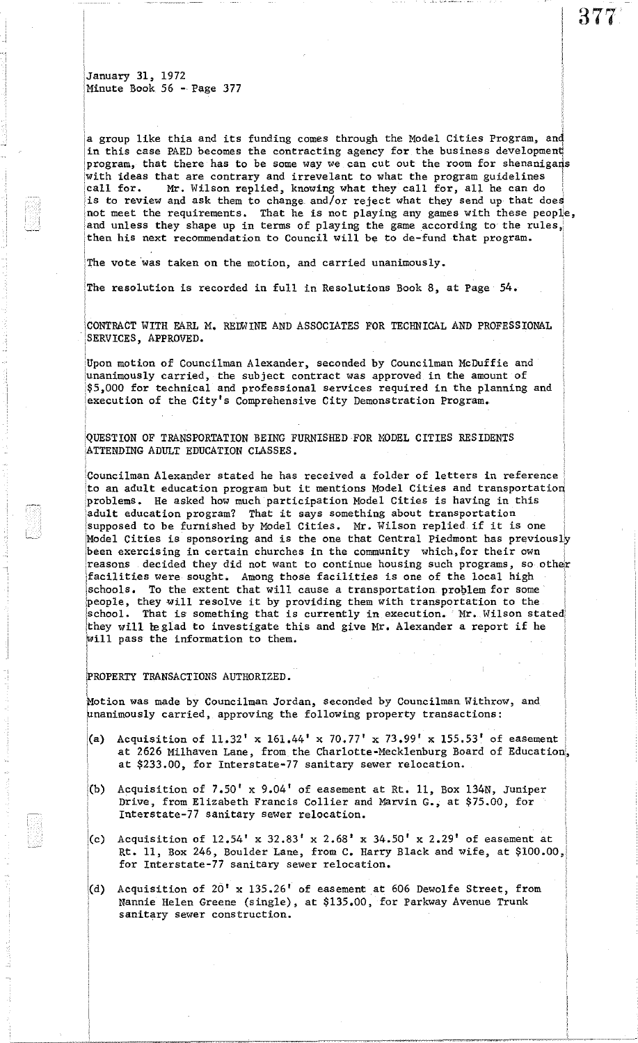January 31, 1972
Minute Book 56 - Page 377

a group like thia and its funding comes through the Model Cities Program, and in this case PAED becomes the contracting agency for the business development program, that there has to be some way we can cut out the room for shenanigans with ideas that are contrary and irrevelant to what the program guidelines call for. Mr. Wilson replied, knowing what they call for, all he can do is to review and ask them to change and/or reject what they send up that does not meet the requirements. That he is not playing any games with these people, and unless they shape up in terms of playing the game according to the rules, then his next recommendation to Council will be to de-fund that program.

The vote was taken on the motion, and carried unanimously.

The resolution is recorded in full in Resolutions Book 8, at Page 54.

CONTRACT WITH EARL M. REDWINE AND ASSOCIATES FOR TECHNICAL AND PROFESSIONAL SERVICES, APPROVED.

Upon motion of Councilman Alexander, seconded by Councilman McDuffie and unanimously carried, the subject contract was approved in the amount of $5,000 for technical and professional services required in the planning and execution of the City's Comprehensive City Demonstration Program.

QUESTION OF TRANSPORTATION BEING FURNISHED FOR MODEL CITIES RESIDENTS ATTENDING ADULT EDUCATION CLASSES.

Councilman Alexander stated he has received a folder of letters in reference to an adult education program but it mentions Model Cities and transportation problems. He asked how much participation Model Cities is having in this adult education program? That it says something abut transportation supposed to be furnished by Model Cities. Mr. Wilson replied if it is one Model Cities is sponsoring and is the one that Central Piedmont has previously been exercising in certain churches in the community which, for their own reasons decided they did not want to continue housing such programs, so other facilities were sought. Among those facilities is one of the local high schools. To the extent that will cause a transportation problem for some people, they will resolve it by providing them with transportation to the school. That is something that is currently in execution. Mr. Wilson stated they will be glad to investigate this and give Mr. Alexander a report if he will pass the information to them.

PROPERTY TRANSACTIONS AUTHORIZED.

Motion was made by Councilman Jordan, seconded by Councilman Withrow, and unanimously carried, approving the following property transactions:

(a) Acquisition of 11.32' x 161.44' x 70.77' x 73.99' x 155.53' of easement at 2626 Milhaven Lane, from the Charlotte-Mecklenburg Board of Education, at $233.00, for Interstate-77 sanitary sewer relocation.

(b) Acquisition of 7.50' x 9.04' of easement at Rt. 11, Box 134N, Juniper Drive, from Elizabeth Francis Collier and Marvin G., at $75.00, for Interstate-77 sanitary sewer relocation.

(c) Acquisition of 12.54' x 32.83' x 2.68' x 34.50' x 2.29' of easement at Rt. 11, Box 246, Boulder Lane, from C. Harry Black and wife, at $100.00, for Interstate-77 sanitary sewer relocation.

(d) Acquisition of 20' x 135.26' of easement at 606 Dewolfe Street, from Nannie Helen Greene (single), at $135.00, for Parkway Avenue Trunk sanitary sewer construction.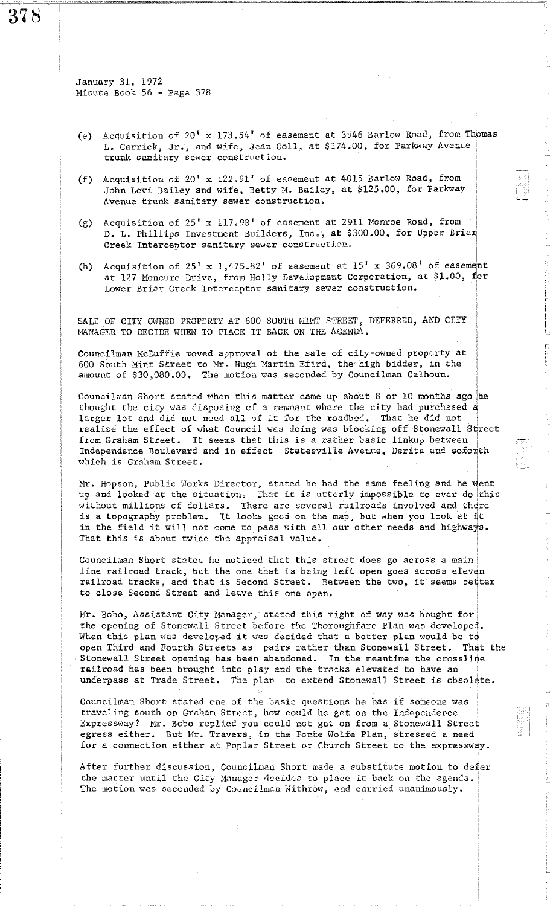January 31, 1972
Minute Book 56 - Page 378

(e) Acquisition of 20' x 173.54' of easement at 3946 Barlow Road, from Thomas L. Carrick, Jr., and wife, Jean Coll, at $174.00, for Parkway Avenue trunk sanitary sewer construction.

(f) Acquisition of 20' x 122.91' of easement at 4015 Barlow Road, from John Levi Bailey and wife, Betty M. Bailey, at $125.00, for Parkway Avenue trunk sanitary sewer construction.

(g) Acquisition of 25' x 117.98' of easement at 2911 Monroe Road, from D. L. Phillips Investment Builders, Inc., at $300.00, for Upper Briar Creek Interceptor sanitary sewer construction.

(h) Acquisition of 25' x 1,475.82' of easement at 15' x 369.08' of easement at 127 Moncure Drive, from Holly Development Corporation, at $1.00, for Lower Briar Creek Interceptor sanitary sewer construction.

SALE OF CITY OWNED PROPERTY AT 600 SOUTH MINT STREET, DEFERRED, AND CITY MANAGER TO DECIDE WHEN TO PLACE IT BACK ON THE AGENDA.

Councilman McDuffie moved approval of the sale of city-owned property at 600 South Mint Street to Mr. Hugh Martin Efird, the high bidder, in the amount of $30,080.00. The motion was seconded by Councilman Calhoun.

Councilman Short stated when this matter came up about 8 or 10 months ago he thought the city was disposing of a remnant where the city had purchased a larger lot and did not need all of it for the roadbed. That he did not realize the effect of what Council was doing was blocking off Stonewall Street from Graham Street. It seems that this is a rather basic linkup between Independence Boulevard and in effect Statesville Avenue, Derita and soforth which is Graham Street.

Mr. Hopson, Public Works Director, stated he had the same feeling and he went up and looked at the situation. That it is utterly impossible to ever do this without millions of dollars. There are several railroads involved and there is a topography problem. It looks good on the map, but when you look at it in the field it will not come to pass with all our other needs and highways. That this is about twice the appraisal value.

Councilman Short stated he noticed that this street does go across a main line railroad track, but the one that is being left open goes across eleven railroad tracks, and that is Second Street. Between the two, it seems better to close Second Street and leave this one open.

Mr. Bobo, Assistant City Manager, stated this right of way was bought for the opening of Stonewall Street before the Thoroughfare Plan was developed. When this plan was developed it was decided that a better plan would be to open Third and Fourth Streets as pairs rather than Stonewall Street. That the Stonewall Street opening has been abandoned. In the meantime the crossline railroad has been brought into play and the tracks elevated to have an underpass at Trade Street. The plan to extend Stonewall Street is obsolete.

Councilman Short stated one of the basic questions he has if someone was traveling south on Graham Street, how could he get on the Independence Expressway? Mr. Bobo replied you could not get on from a Stonewall Street egress either. But Mr. Travers, in the Ponte Wolfe Plan, stressed a need for a connection either at Poplar Street or Church Street to the expressway.

After further discussion, Councilman Short made a substitute motion to defer the matter until the City Manager decides to place it back on the agenda. The motion was seconded by Councilman Withrow, and carried unanimously.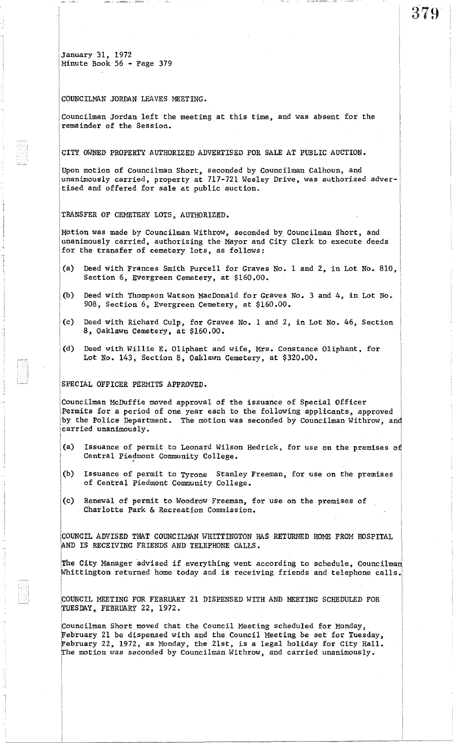January 31, 1972
Minute Book 56 - Page 379

COUNCILMAN JORDAN LEAVES MEETING.

Councilman Jordan left the meeting at this time, and was absent for the remainder of the Session.

CITY OWNED PROPERTY AUTHORIZED ADVERTISED FOR SALE AT PUBLIC AUCTION.

Upon motion of Councilman Short, seconded by Councilman Calhoun, and unanimously carried, property at 717-721 Wesley Drive, was authorized advertised and offered for sale at public auction.

TRANSFER OF CEMETERY LOTS, AUTHORIZED.

Motion was made by Councilman Withrow, seconded by Councilman Short, and unanimously carried, authorizing the Mayor and City Clerk to execute deeds for the transfer of cemetery lots, as follows:

(a) Deed with Frances Smith Purcell for Graves No. 1 and 2, in Lot No. 810, Section 6, Evergreen Cemetery, at $160.00.

(b) Deed with Thompson Watson MacDonald for Graves No. 3 and 4, in Lot No. 908, Section 6, Evergreen Cemetery, at $160.00.

(c) Deed with Richard Culp, for Graves No. 1 and 2, in Lot No. 46, Section 8, Oaklawn Cemetery, at $160.00.

(d) Deed with Willie E. Oliphant and wife, Mrs. Constance Oliphant, for Lot No. 143, Section 8, Oaklawn Cemetery, at $320.00.

SPECIAL OFFICER PERMITS APPROVED.

Councilman McDuffie moved approval of the issuance of Special Officer Permits for a period of one year each to the following applicants, approved by the Police Department. The motion was seconded by Councilman Withrow, and carried unanimously.

(a) Issuance of permit to Leonard Wilson Hedrick, for use on the premises of Central Piedmont Community College.

(b) Issuance of permit to Tyrone Stanley Freeman, for use on the premises of Central Piedmont Community College.

(c) Renewal of permit to Woodrow Freeman, for use on the premises of Charlotte Park & Recreation Commission.

COUNCIL ADVISED THAT COUNCILMAN WHITTINGTON HAS RETURNED HOME FROM HOSPITAL AND IS RECEIVING FRIENDS AND TELEPHONE CALLS.

The City Manager advised if everything went according to schedule, Councilman Whittington returned home today and is receiving friends and telephone calls.

COUNCIL MEETING FOR FEBRUARY 21 DISPENSED WITH AND MEETING SCHEDULED FOR TUESDAY, FEBRUARY 22, 1972.

Councilman Short moved that the Council Meeting scheduled for Monday, February 21 be dispensed with and the Council Meeting be set for Tuesday, February 22, 1972, as Monday, the 21st, is a legal holiday for City Hall. The motion was seconded by Councilman Withrow, and carried unanimously.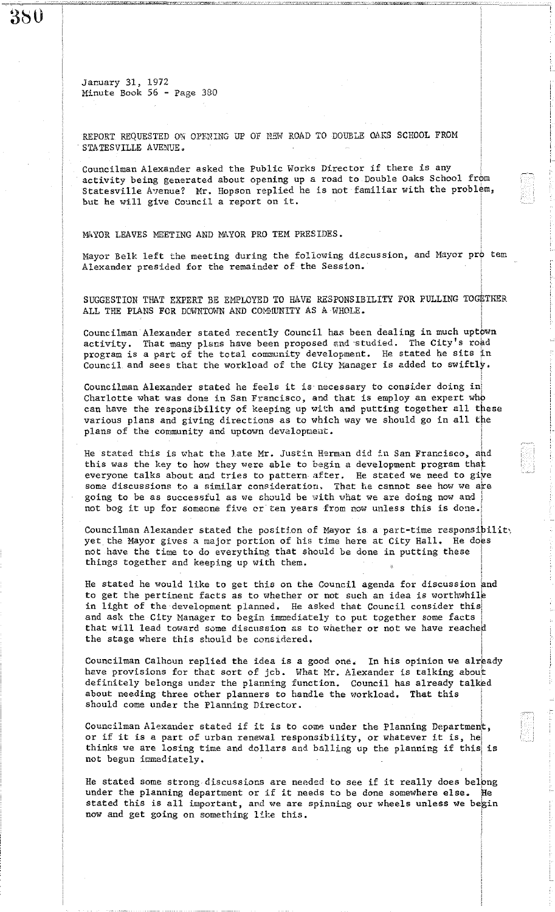January 31, 1972
Minute Book 56 - Page 380

REPORT REQUESTED ON OPENING UP OF NEW ROAD TO DOUBLE OAKS SCHOOL FROM STATESVILLE AVENUE.

Councilman Alexander asked the Public Works Director if there is any activity being generated about opening up a road to Double Oaks School from Statesville Avenue? Mr. Hopson replied he is not familiar with the problem, but he will give Council a report on it.

MAYOR LEAVES MEETING AND MAYOR PRO TEM PRESIDES.

Mayor Belk left the meeting during the following discussion, and Mayor pro tem Alexander presided for the remainder of the Session.

SUGGESTION THAT EXPERT BE EMPLOYED TO HAVE RESPONSIBILITY FOR PULLING TOGETHER ALL THE PLANS FOR DOWNTOWN AND COMMUNITY AS A WHOLE.

Councilman Alexander stated recently Council has been dealing in much uptown activity. That many plans have been proposed and studied. The City's road program is a part of the total community development. He stated he sits in Council and sees that the workload of the City Manager is added to swiftly.

Councilman Alexander stated he feels it is necessary to consider doing in Charlotte what was done in San Francisco, and that is employ an expert who can have the responsibility of keeping up with and putting together all these various plans and giving directions as to which way we should go in all the plans of the community and uptown development.

He stated this is what the late Mr. Justin Herman did in San Francisco, and this was the key to how they were able to begin a development program that everyone talks about and tries to pattern after. He stated we need to give some discussions to a similar consideration. That he cannot see how we are going to be as successful as we should be with what we are doing now and not bog it up for someone five or ten years from now unless this is done.

Councilman Alexander stated the position of Mayor is a part-time responsibility yet the Mayor gives a major portion of his time here at City Hall. He does not have the time to do everything that should be done in putting these things together and keeping up with them.

He stated he would like to get this on the Council agenda for discussion and to get the pertinent facts as to whether or not such an idea is worthwhile in light of the development planned. He asked that Council consider this and ask the City Manager to begin immediately to put together some facts that will lead toward some discussion as to whether or not we have reached the stage where this should be considered.

Councilman Calhoun replied the idea is a good one. In his opinion we already have provisions for that sort of job. What Mr. Alexander is talking about definitely belongs under the planning function. Council has already talked about needing three other planners to handle the workload. That this should come under the Planning Director.

Councilman Alexander stated if it is to come under the Planning Department, or if it is a part of urban renewal responsibility, or whatever it is, he thinks we are losing time and dollars and balling up the planning if this is not begun immediately.

He stated some strong discussions are needed to see if it really does belong under the planning department or if it needs to be done somewhere else. He stated this is all important, and we are spinning our wheels unless we begin now and get going on something like this.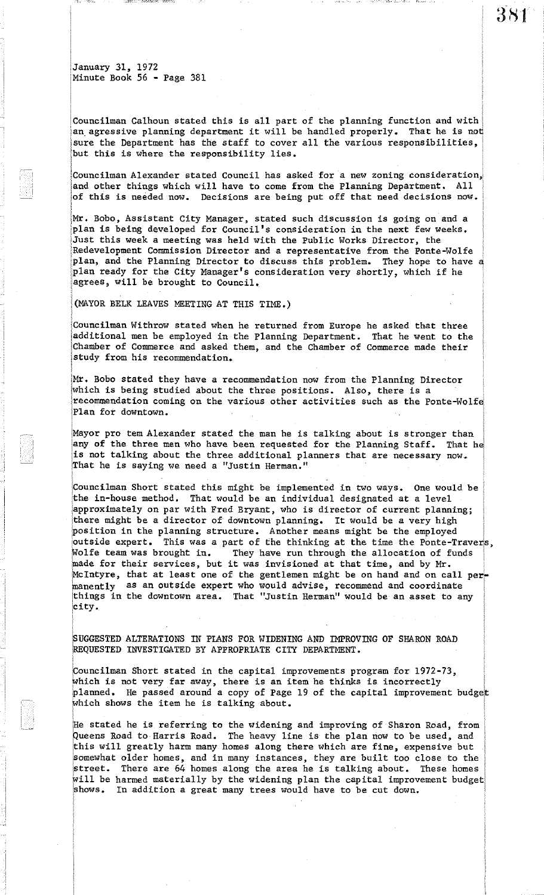January 31, 1972
Minute Book 56 - Page 381

Councilman Calhoun stated this is all part of the planning function and with an agressive planning department it will be handled properly. That he is not sure the Department has the staff to cover all the various responsibilities, but this is where the responsibility lies.

Councilman Alexander stated Council has asked for a new zoning consideration, and other things which will have to come from the Planning Department. All of this is needed now. Decisions are being put off that need decisions now.

Mr. Bobo, Assistant City Manager, stated such discussion is going on and a plan is being developed for Council's consideration in the next few weeks. Just this week a meeting was held with the Public Works Director, the Redevelopment Commission Director and a representative from the Ponte-Wolfe plan, and the Planning Director to discuss this problem. They hope to have a plan ready for the City Manager's consideration very shortly, which if he agrees, will be brought to Council.

(MAYOR BELK LEAVES MEETING AT THIS TIME.)

Councilman Withrow stated when he returned from Europe he asked that three additional men be employed in the Planning Department. That he went to the Chamber of Commerce and asked them, and the Chamber of Commerce made their study from his recommendation.

Mr. Bobo stated they have a recommendation now from the Planning Director which is being studied about the three positions. Also, there is a recommendation coming on the various other activities such as the Ponte-Wolfe Plan for downtown.

Mayor pro tem Alexander stated the man he is talking about is stronger than any of the three men who have been requested for the Planning Staff. That he is not talking about the three additional planners that are necessary now. That he is saying we need a "Justin Herman."

Councilman Short stated this might be implemented in two ways. One would be the in-house method. That would be an individual designated at a level approximately on par with Fred Bryant, who is director of current planning; there might be a director of downtown planning. It would be a very high position in the planning structure. Another means might be the employed outside expert. This was a part of the thinking at the time the Ponte-Travers, Wolfe team was brought in. They have run through the allocation of funds made for their services, but it was invisioned at that time, and by Mr. McIntyre, that at least one of the gentlemen might be on hand and on call permanently as an outside expert who would advise, recommend and coordinate things in the downtown area. That "Justin Herman" would be an asset to any city.

SUGGESTED ALTERATIONS IN PLANS FOR WIDENING AND IMPROVING OF SHARON ROAD REQUESTED INVESTIGATED BY APPROPRIATE CITY DEPARTMENT.

Councilman Short stated in the capital improvements program for 1972-73, which is not very far away, there is an item he thinks is incorrectly planned. He passed around a copy of Page 19 of the capital improvement budget which shows the item he is talking about.

He stated he is referring to the widening and improving of Sharon Road, from Queens Road to Harris Road. The heavy line is the plan now to be used, and this will greatly harm many homes along there which are fine, expensive but somewhat older homes, and in many instances, they are built too close to the street. There are 64 homes along the area he is talking about. These homes will be harmed materially by the widening plan the capital improvement budget shows. In addition a great many trees would have to be cut down.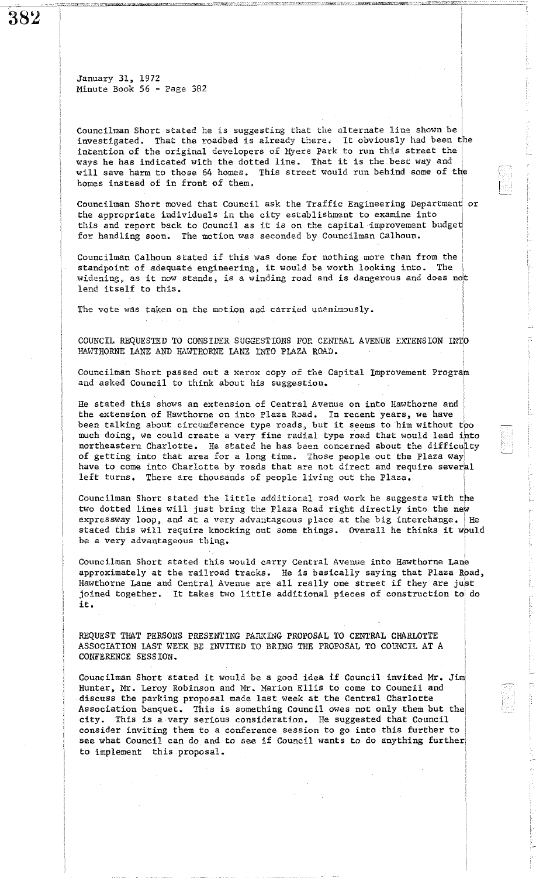January 31, 1972
Minute Book 56 - Page 382

Councilman Short stated he is suggesting that the alternate line shown be investigated. That the roadbed is already there. It obviously had been the intention of the original developers of Myers Park to run this street the ways he has indicated with the dotted line. That it is the best way and will save harm to those 64 homes. This street would run behind some of the homes instead of in front of them.

Councilman Short moved that Council ask the Traffic Engineering Department or the appropriate individuals in the city establishment to examine into this and report back to Council as it is on the capital improvement budget for handling soon. The motion was seconded by Councilman Calhoun.

Councilman Calhoun stated if this was done for nothing more than from the standpoint of adequate engineering, it would be worth looking into. The widening, as it now stands, is a winding road and is dangerous and does not lend itself to this.

The vote was taken on the motion and carried unanimously.

COUNCIL REQUESTED TO CONSIDER SUGGESTIONS FOR CENTRAL AVENUE EXTENSION INTO HAWTHORNE LANE AND HAWTHORNE LANE INTO PLAZA ROAD.

Councilman Short passed out a xerox copy of the Capital Improvement Program and asked Council to think about his suggestion.

He stated this shows an extension of Central Avenue on into Hawthorne and the extension of Hawthorne on into Plaza Road. In recent years, we have been talking about circumference type roads, but it seems to him without too much doing, we could create a very fine radial type road that would lead into northeastern Charlotte. He stated he has been concerned about the difficulty of getting into that area for a long time. Those people out the Plaza way have to come into Charlotte by roads that are not direct and require several left turns. There are thousands of people living out the Plaza.

Councilman Short stated the little additional road work he suggests with the two dotted lines will just bring the Plaza Road right directly into the new expressway loop, and at a very advantageous place at the big interchange. He stated this will require knocking out some things. Overall he thinks it would be a very advantageous thing.

Councilman Short stated this would carry Central Avenue into Hawthorne Lane approximately at the railroad tracks. He is basically saying that Plaza Road, Hawthorne Lane and Central Avenue are all really one street if they are just joined together. It takes two little additional pieces of construction to do it.

REQUEST THAT PERSONS PRESENTING PARKING PROPOSAL TO CENTRAL CHARLOTTE ASSOCIATION LAST WEEK BE INVITED TO BRING THE PROPOSAL TO COUNCIL AT A CONFERENCE SESSION.

Councilman Short stated it would be a good idea if Council invited Mr. Jim Hunter, Mr. Leroy Robinson and Mr. Marion Ellis to come to Council and discuss the parking proposal made last week at the Central Charlotte Association banquet. This is something Council owes not only them but the city. This is a very serious consideration. He suggested that Council consider inviting them to a conference session to go into this further to see what Council can do and to see if Council wants to do anything further to implement this proposal.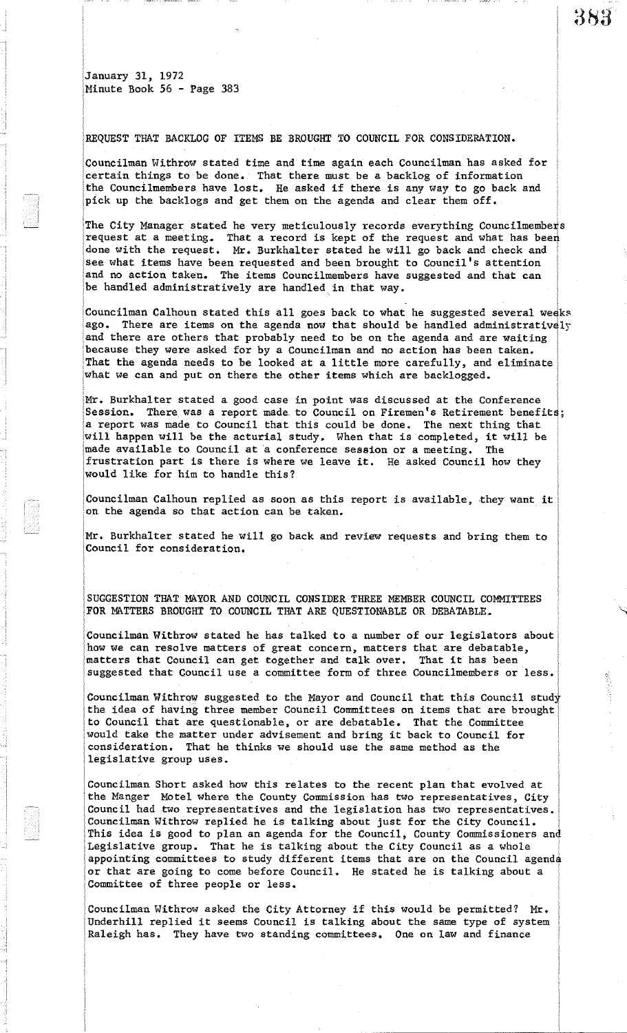January 31, 1972
Minute Book 56 - Page 383

REQUEST THAT BACKLOG OF ITEMS BE BROUGHT TO COUNCIL FOR CONSIDERATION.

Councilman Withrow stated time and time again each Councilman has asked for certain things to be done. That there must be a backlog of information the Councilmembers have lost. He asked if there is any way to go back and pick up the backlogs and get them on the agenda and clear them off.

The City Manager stated he very meticulously records everything Councilmembers request at a meeting. That a record is kept of the request and what has been done with the request. Mr. Burkhalter stated he will go back and check and see what items have been requested and been brought to Council's attention and no action taken. The items Councilmembers have suggested and that can be handled administratively are handled in that way.

Councilman Calhoun stated this all goes back to what he suggested several weeks ago. There are items on the agenda now that should be handled administratively and there are others that probably need to be on the agenda and are waiting because they were asked for by a Councilman and no action has been taken. That the agenda needs to be looked at a little more carefully, and eliminate what we can and put on there the other items which are backlogged.

Mr. Burkhalter stated a good case in point was discussed at the Conference Session. There was a report made to Council on Firemen's Retirement benefits; a report was made to Council that this could be done. The next thing that will happen will be the acturial study. When that is completed, it will be made available to Council at a conference session or a meeting. The frustration part is there is where we leave it. He asked Council how they would like for him to handle this?

Councilman Calhoun replied as soon as this report is available, they want it on the agenda so that action can be taken.

Mr. Burkhalter stated he will go back and review requests and bring them to Council for consideration.

SUGGESTION THAT MAYOR AND COUNCIL CONSIDER THREE MEMBER COUNCIL COMMITTEES FOR MATTERS BROUGHT TO COUNCIL THAT ARE QUESTIONABLE OR DEBATABLE.

Councilman Withrow stated he has talked to a number of our legislators about how we can resolve matters of great concern, matters that are debatable, matters that Council can get together and talk over. That it has been suggested that Council use a committee form of three Councilmembers or less.

Councilman Withrow suggested to the Mayor and Council that this Council study the idea of having three member Council Committees on items that are brought to Council that are questionable, or are debatable. That the Committee would take the matter under advisement and bring it back to Council for consideration. That he thinks we should use the same method as the legislative group uses.

Councilman Short asked how this relates to the recent plan that evolved at the Manger Motel where the County Commission has two representatives, City Council had two representatives and the legislation has two representatives. Councilman Withrow replied he is talking about just for the City Council. This idea is good to plan an agenda for the Council, County Commissioners and Legislative group. That he is talking about the City Council as a whole appointing committees to study different items that are on the Council agenda or that are going to come before Council. He stated he is talking about a Committee of three people or less.

Councilman Withrow asked the City Attorney if this would be permitted? Mr. Underhill replied it seems Council is talking about the same type of system Raleigh has. They have two standing committees. One on law and finance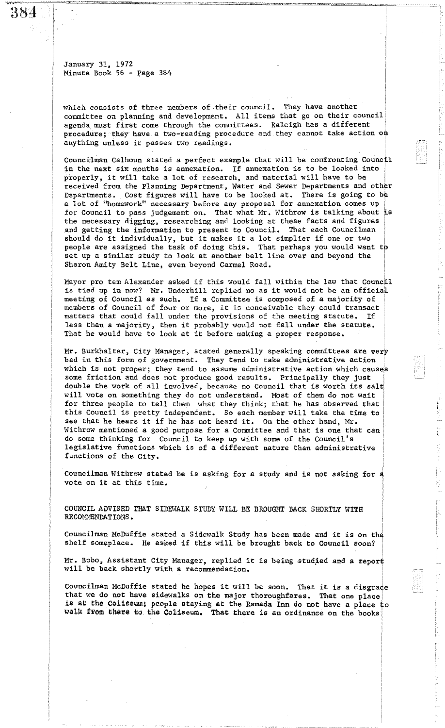January 31, 1972
Minute Book 56 - Page 384

which consists of three members of their council. They have another committee on planning and development. All items that go on their council agenda must first come through the committees. Raleigh has a different procedure; they have a two-reading procedure and they cannot take action on anything unless it passes two readings.

Councilman Calhoun stated a perfect example that will be confronting Council in the next six months is annexation. If annexation is to be looked into properly, it will take a lot of research, and material will have to be received from the Planning Department, Water and Sewer Departments and other Departments. Cost figures will have to be looked at. There is going to be a lot of "homework" necessary before any proposal for annexation comes up for Council to pass judgement on. That what Mr. Withrow is talking about is the necessary digging, researching and looking at these facts and figures and getting the information to present to Council. That each Councilman should do it individually, but it makes it a lot simplier if one or two people are assigned the task of doing this. That perhaps you would want to set up a similar study to look at another belt line over and beyond the Sharon Amity Belt Line, even beyond Carmel Road.

Mayor pro tem Alexander asked if this would fall within the law that Council is tied up in now? Mr. Underhill replied no as it would not be an official meeting of Council as such. If a Committee is composed of a majority of members of Council of four or more, it is conceivable they could transact matters that could fall under the provisions of the meeting statute. If less than a majority, then it probably would not fall under the statute. That he would have to look at it before making a proper response.

Mr. Burkhalter, City Manager, stated generally speaking committees are very bad in this form of government. They tend to take administrative action which is not proper; they tend to assume administrative action which causes some friction and does not produce good results. Principally they just double the work of all involved, because no Council that is worth its salt will vote on something they do not understand. Most of them do not wait for three people to tell them what they think; that he has observed that this Council is pretty independent. So each member will take the time to see that he hears it if he has not heard it. On the other hand, Mr. Withrow mentioned a good purpose for a Committee and that is one that can do some thinking for Council to keep up with some of the Council's legislative functions which is of a different nature than administrative functions of the City.

Councilman Withrow stated he is asking for a study and is not asking for a vote on it at this time.

COUNCIL ADVISED THAT SIDEWALK STUDY WILL BE BROUGHT BACK SHORTLY WITH RECOMMENDATIONS.

Councilman McDuffie stated a Sidewalk Study has been made and it is on the shelf someplace. He asked if this will be brought back to Council soon?

Mr. Bobo, Assistant City Manager, replied it is being studied and a report will be back shortly with a recommendation.

Councilman McDuffie stated he hopes it will be soon. That it is a disgrace that we do not have sidewalks on the major thoroughfares. That one place is at the Coliseum; people staying at the Ramada Inn do not have a place to walk from there to the Coliseum. That there is an ordinance on the books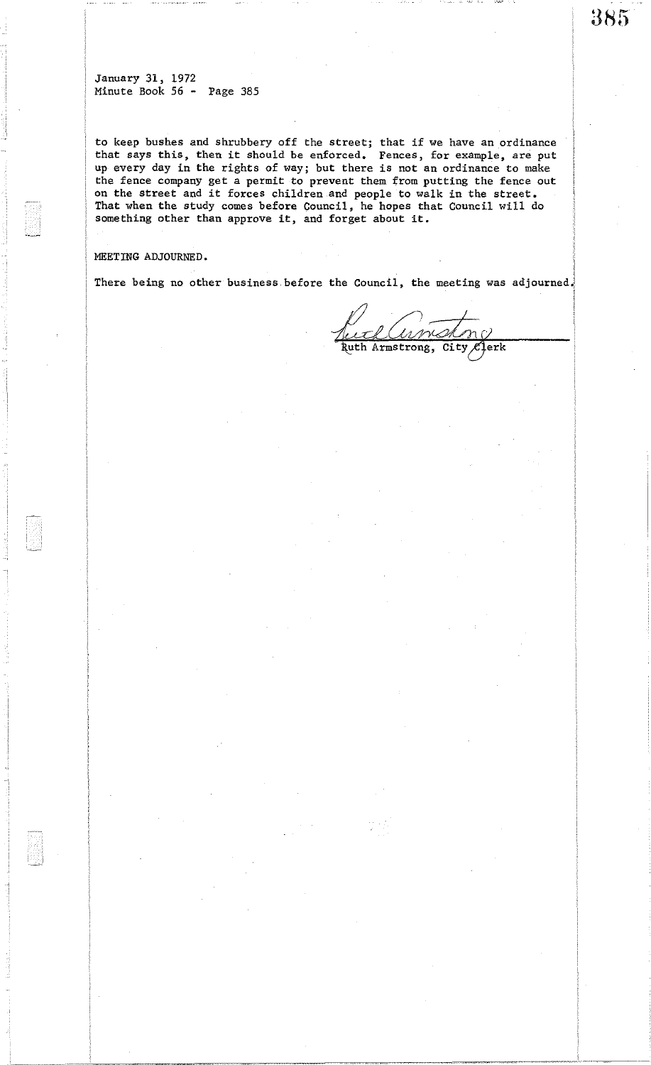to keep bushes and shrubbery off the street; that if we have an ordinance that says this, then it should be enforced. Fences, for example, are put up every day in the rights of way; but there is not an ordinance to make the fence company get a permit to prevent them from putting the fence out on the street and it forces children and people to walk in the street. That when the study comes before Council, he hopes that Council will do something other than approve it, and forget about it.

MEETING ADJOURNED.

There being no other business before the Council, the meeting was adjourned.

Ruth Armstrong, City Clerk